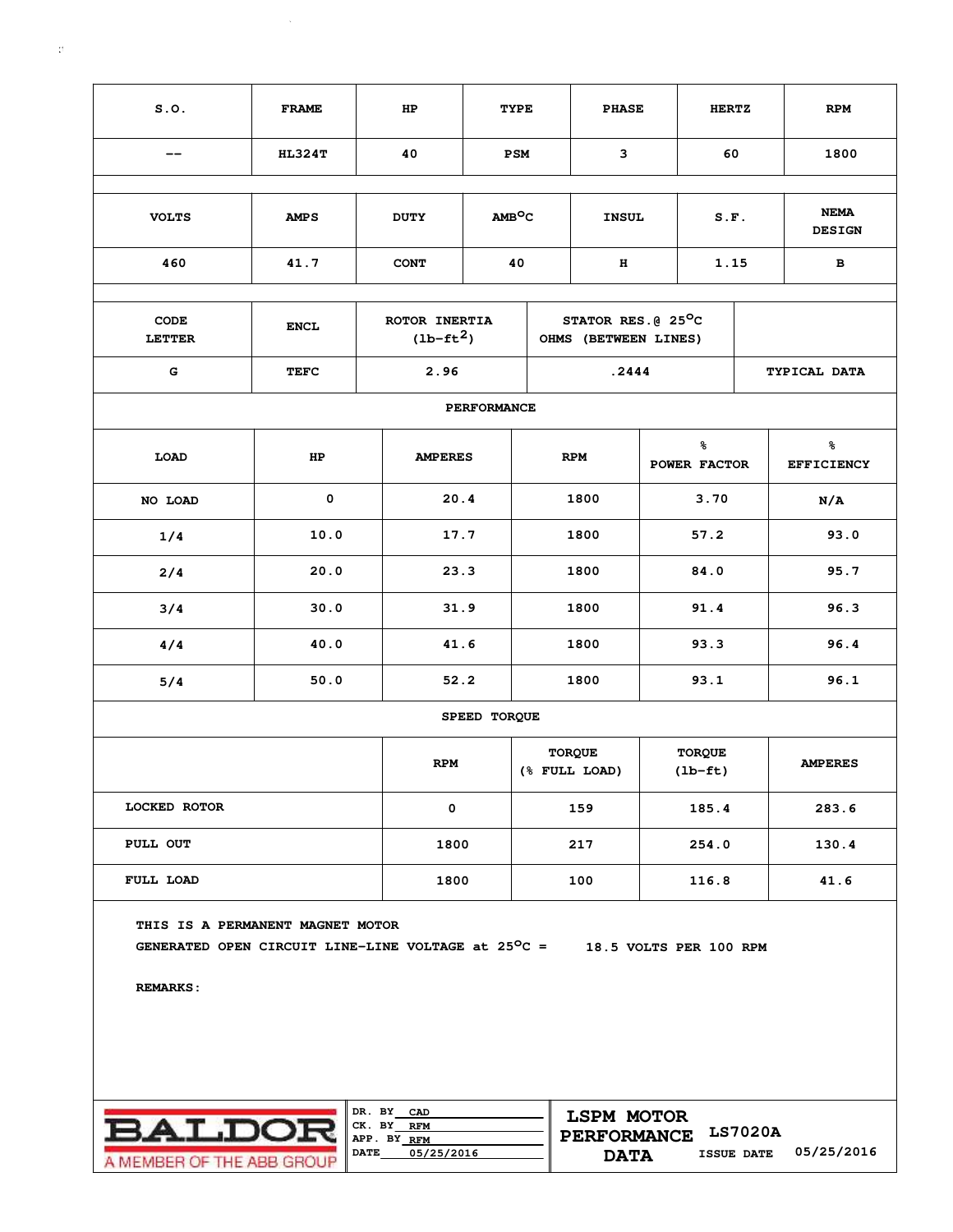| S.O. | FRAME | HP | TYPE | PHASE | HERTZ | RPM |
|---|---|---|---|---|---|---|
| -- | HL324T | 40 | PSM | 3 | 60 | 1800 |

| VOLTS | AMPS | DUTY | AMB°C | INSUL | S.F. | NEMA DESIGN |
|---|---|---|---|---|---|---|
| 460 | 41.7 | CONT | 40 | H | 1.15 | B |

| CODE LETTER | ENCL | ROTOR INERTIA ($lb\text{-}ft^2$) | STATOR RES.@ 25°C OHMS (BETWEEN LINES) | |
|---|---|---|---|---|
| G | TEFC | 2.96 | .2444 | TYPICAL DATA |

**PERFORMANCE**

| LOAD | HP | AMPERES | RPM | % POWER FACTOR | % EFFICIENCY |
|---|---|---|---|---|---|
| NO LOAD | 0 | 20.4 | 1800 | 3.70 | N/A |
| 1/4 | 10.0 | 17.7 | 1800 | 57.2 | 93.0 |
| 2/4 | 20.0 | 23.3 | 1800 | 84.0 | 95.7 |
| 3/4 | 30.0 | 31.9 | 1800 | 91.4 | 96.3 |
| 4/4 | 40.0 | 41.6 | 1800 | 93.3 | 96.4 |
| 5/4 | 50.0 | 52.2 | 1800 | 93.1 | 96.1 |

**SPEED TORQUE**

| | RPM | TORQUE (% FULL LOAD) | TORQUE (lb-ft) | AMPERES |
|---|---|---|---|---|
| LOCKED ROTOR | 0 | 159 | 185.4 | 283.6 |
| PULL OUT | 1800 | 217 | 254.0 | 130.4 |
| FULL LOAD | 1800 | 100 | 116.8 | 41.6 |

THIS IS A PERMANENT MAGNET MOTOR

GENERATED OPEN CIRCUIT LINE-LINE VOLTAGE at 25°C = 18.5 VOLTS PER 100 RPM

REMARKS:

BALDOR
A MEMBER OF THE ABB GROUP

DR. BY CAD
CK. BY RFM
APP. BY RFM
DATE 05/25/2016

LSPM MOTOR PERFORMANCE DATA

LS7020A

ISSUE DATE 05/25/2016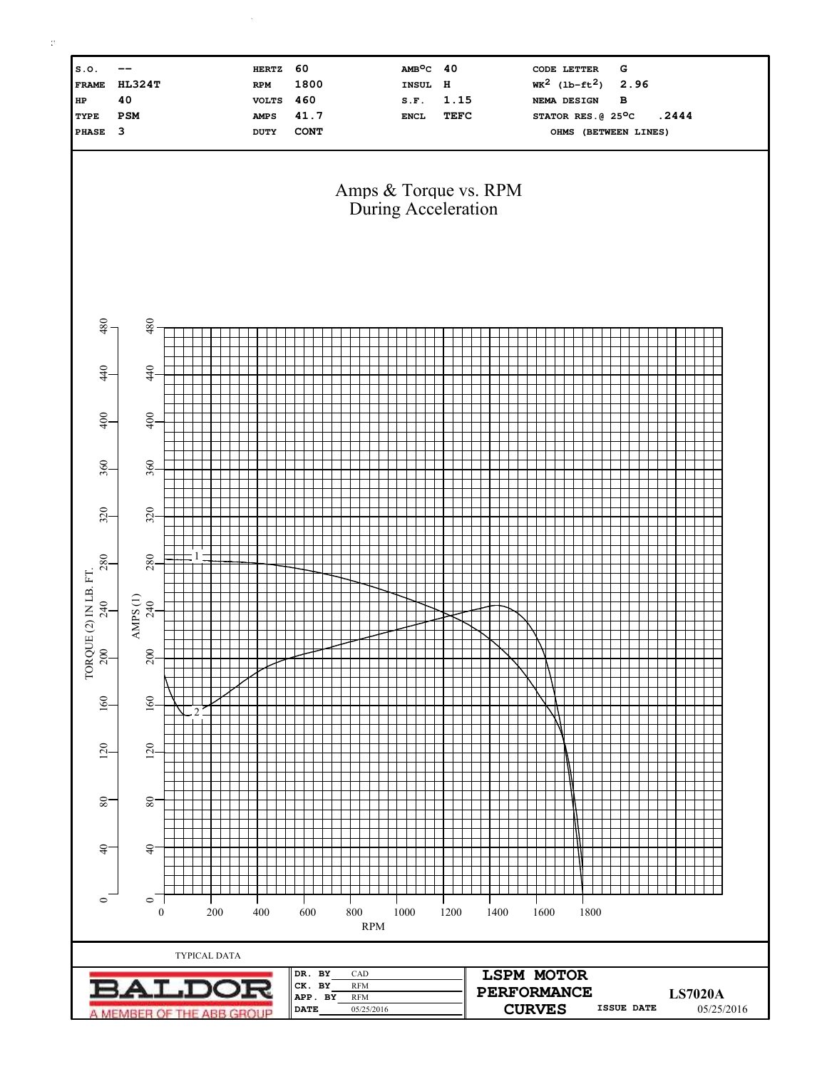| S.O. | -- | HERTZ | 60 | AMB°C | 40 | CODE LETTER | G |
|---|---|---|---|---|---|---|---|
| FRAME | HL324T | RPM | 1800 | INSUL | H | $WK^2$ (lb-ft$^2$) | 2.96 |
| HP | 40 | VOLTS | 460 | S.F. | 1.15 | NEMA DESIGN | B |
| TYPE | PSM | AMPS | 41.7 | ENCL | TEFC | STATOR RES.@ 25°C | .2444 |
| PHASE | 3 | DUTY | CONT | | | OHMS (BETWEEN LINES) | |

# Amps & Torque vs. RPM During Acceleration

TORQUE (2) IN LB. FT.

AMPS (1)

RPM

TYPICAL DATA

BALDOR
A MEMBER OF THE ABB GROUP

| DR. BY | CAD |
|---|---|
| CK. BY | RFM |
| APP. BY | RFM |
| DATE | 05/25/2016 |

**LSPM MOTOR PERFORMANCE CURVES**

LS7020A

ISSUE DATE 05/25/2016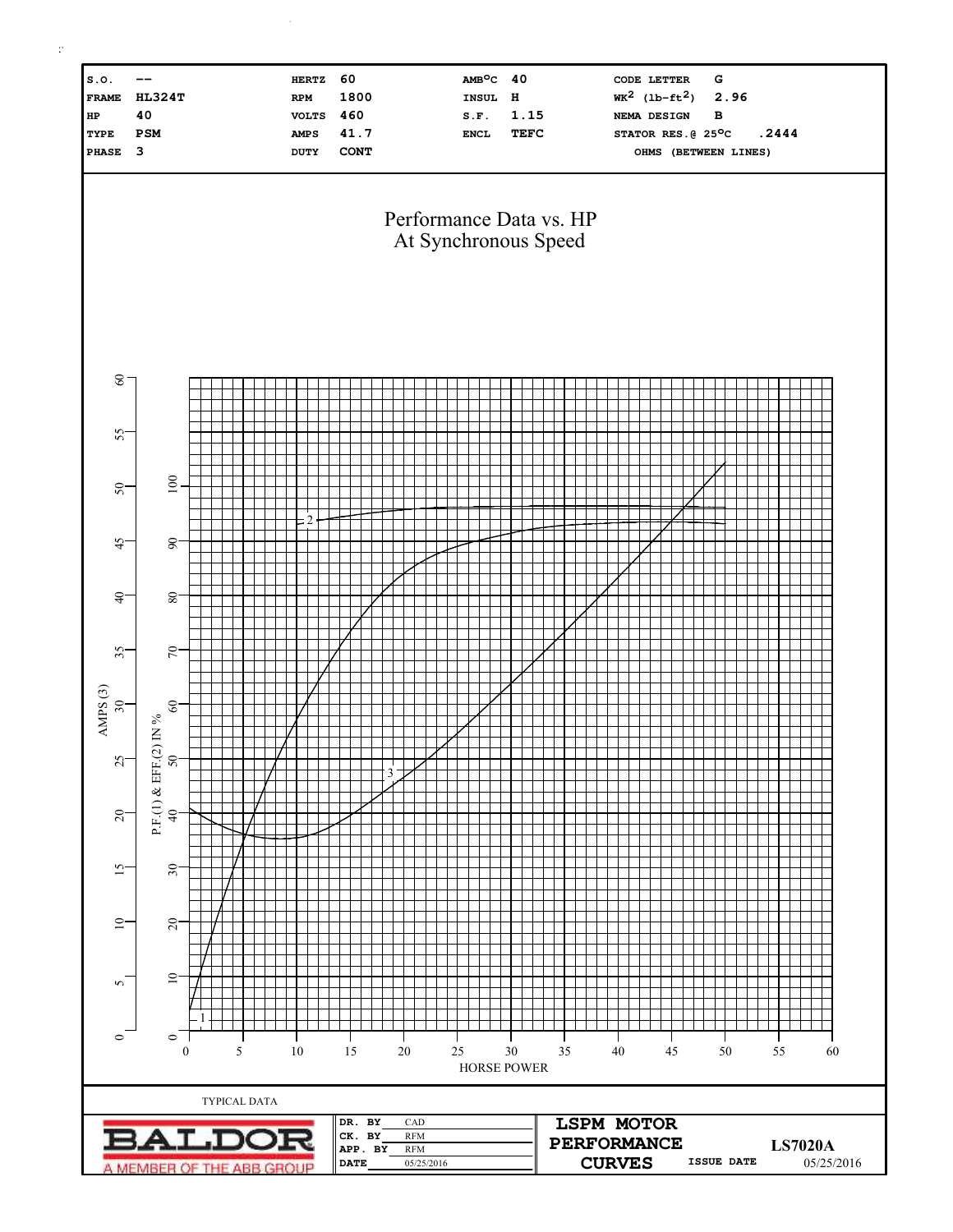| | | | | | | | |
|---|---|---|---|---|---|---|---|
| S.O. | -- | HERTZ | 60 | AMB°C | 40 | CODE LETTER | G |
| FRAME | HL324T | RPM | 1800 | INSUL | H | $WK^2$ (lb-ft$^2$) | 2.96 |
| HP | 40 | VOLTS | 460 | S.F. | 1.15 | NEMA DESIGN | B |
| TYPE | PSM | AMPS | 41.7 | ENCL | TEFC | STATOR RES.@ 25°C | .2444 |
| PHASE | 3 | DUTY | CONT | | | OHMS (BETWEEN LINES) | |

# Performance Data vs. HP At Synchronous Speed

AMPS (3)

0 5 10 15 20 25 30 35 40 45 50 55 60

P.F.(1) & EFF.(2) IN %

0 10 20 30 40 50 60 70 80 90 100

1

2

3

HORSE POWER

0 5 10 15 20 25 30 35 40 45 50 55 60

TYPICAL DATA

BALDOR
A MEMBER OF THE ABB GROUP

| | |
|---|---|
| DR. BY | CAD |
| CK. BY | RFM |
| APP. BY | RFM |
| DATE | 05/25/2016 |

LSPM MOTOR PERFORMANCE CURVES

LS7020A

ISSUE DATE 05/25/2016